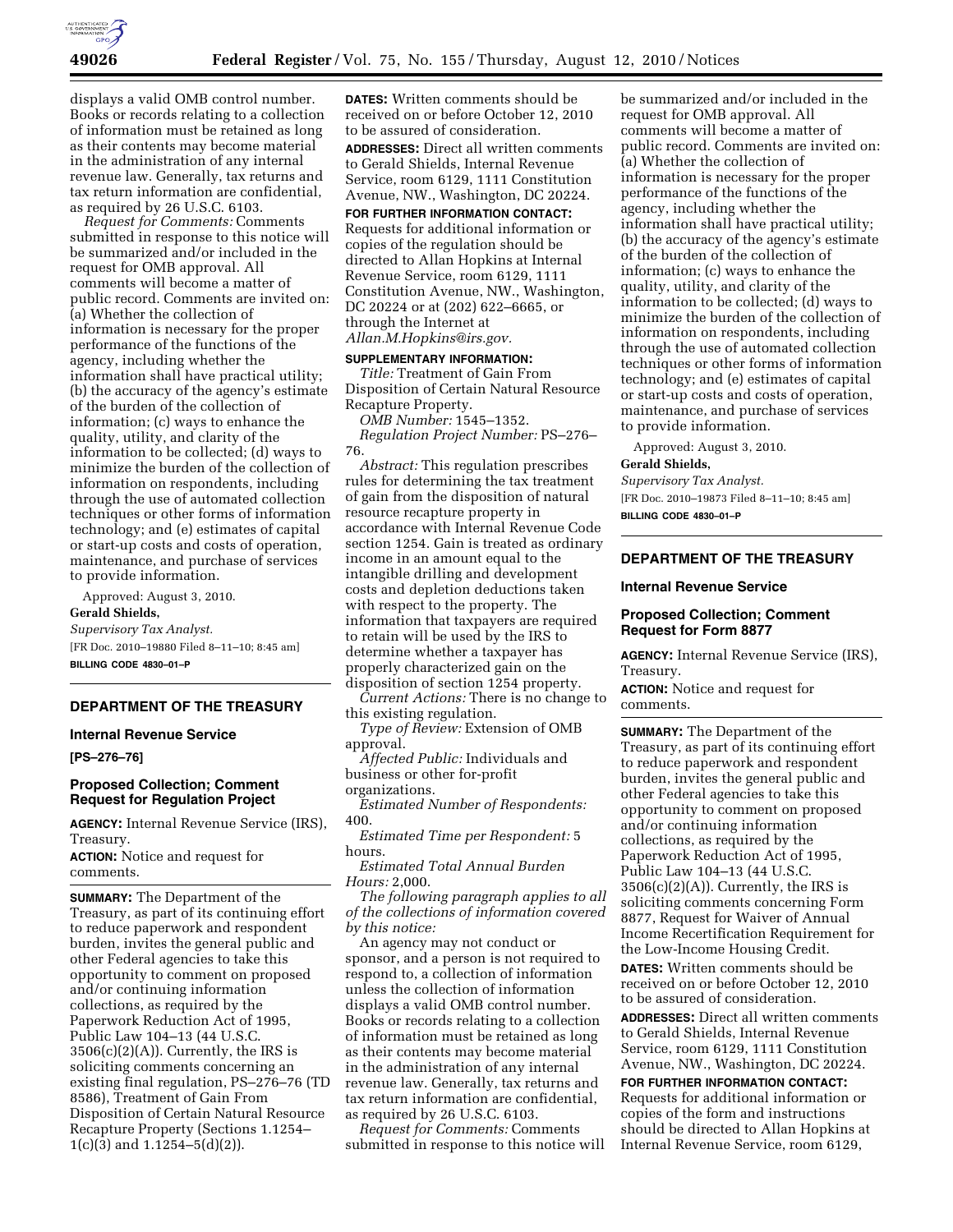displays a valid OMB control number. Books or records relating to a collection of information must be retained as long as their contents may become material in the administration of any internal revenue law. Generally, tax returns and tax return information are confidential, as required by 26 U.S.C. 6103.

*Request for Comments:* Comments submitted in response to this notice will be summarized and/or included in the request for OMB approval. All comments will become a matter of public record. Comments are invited on: (a) Whether the collection of information is necessary for the proper performance of the functions of the agency, including whether the information shall have practical utility; (b) the accuracy of the agency's estimate of the burden of the collection of information; (c) ways to enhance the quality, utility, and clarity of the information to be collected; (d) ways to minimize the burden of the collection of information on respondents, including through the use of automated collection techniques or other forms of information technology; and (e) estimates of capital or start-up costs and costs of operation, maintenance, and purchase of services to provide information.

Approved: August 3, 2010.

**Gerald Shields,**

*Supervisory Tax Analyst.*

[FR Doc. 2010–19880 Filed 8–11–10; 8:45 am]

**BILLING CODE 4830–01–P**

## DEPARTMENT OF THE TREASURY

### Internal Revenue Service

**[PS–276–76]**

### Proposed Collection; Comment Request for Regulation Project

**AGENCY:** Internal Revenue Service (IRS), Treasury.

**ACTION:** Notice and request for comments.

**SUMMARY:** The Department of the Treasury, as part of its continuing effort to reduce paperwork and respondent burden, invites the general public and other Federal agencies to take this opportunity to comment on proposed and/or continuing information collections, as required by the Paperwork Reduction Act of 1995, Public Law 104–13 (44 U.S.C. 3506(c)(2)(A)). Currently, the IRS is soliciting comments concerning an existing final regulation, PS–276–76 (TD 8586), Treatment of Gain From Disposition of Certain Natural Resource Recapture Property (Sections 1.1254–1(c)(3) and 1.1254–5(d)(2)).

**DATES:** Written comments should be received on or before October 12, 2010 to be assured of consideration.

**ADDRESSES:** Direct all written comments to Gerald Shields, Internal Revenue Service, room 6129, 1111 Constitution Avenue, NW., Washington, DC 20224.

**FOR FURTHER INFORMATION CONTACT:** Requests for additional information or copies of the regulation should be directed to Allan Hopkins at Internal Revenue Service, room 6129, 1111 Constitution Avenue, NW., Washington, DC 20224 or at (202) 622–6665, or through the Internet at *Allan.M.Hopkins@irs.gov.*

**SUPPLEMENTARY INFORMATION:**

*Title:* Treatment of Gain From Disposition of Certain Natural Resource Recapture Property.

*OMB Number:* 1545–1352.

*Regulation Project Number:* PS–276–76.

*Abstract:* This regulation prescribes rules for determining the tax treatment of gain from the disposition of natural resource recapture property in accordance with Internal Revenue Code section 1254. Gain is treated as ordinary income in an amount equal to the intangible drilling and development costs and depletion deductions taken with respect to the property. The information that taxpayers are required to retain will be used by the IRS to determine whether a taxpayer has properly characterized gain on the disposition of section 1254 property.

*Current Actions:* There is no change to this existing regulation.

*Type of Review:* Extension of OMB approval.

*Affected Public:* Individuals and business or other for-profit organizations.

*Estimated Number of Respondents:* 400.

*Estimated Time per Respondent:* 5 hours.

*Estimated Total Annual Burden Hours:* 2,000.

*The following paragraph applies to all of the collections of information covered by this notice:*

An agency may not conduct or sponsor, and a person is not required to respond to, a collection of information unless the collection of information displays a valid OMB control number. Books or records relating to a collection of information must be retained as long as their contents may become material in the administration of any internal revenue law. Generally, tax returns and tax return information are confidential, as required by 26 U.S.C. 6103.

*Request for Comments:* Comments submitted in response to this notice will be summarized and/or included in the request for OMB approval. All comments will become a matter of public record. Comments are invited on: (a) Whether the collection of information is necessary for the proper performance of the functions of the agency, including whether the information shall have practical utility; (b) the accuracy of the agency's estimate of the burden of the collection of information; (c) ways to enhance the quality, utility, and clarity of the information to be collected; (d) ways to minimize the burden of the collection of information on respondents, including through the use of automated collection techniques or other forms of information technology; and (e) estimates of capital or start-up costs and costs of operation, maintenance, and purchase of services to provide information.

Approved: August 3, 2010.

**Gerald Shields,**

*Supervisory Tax Analyst.*

[FR Doc. 2010–19873 Filed 8–11–10; 8:45 am]

**BILLING CODE 4830–01–P**

## DEPARTMENT OF THE TREASURY

### Internal Revenue Service

### Proposed Collection; Comment Request for Form 8877

**AGENCY:** Internal Revenue Service (IRS), Treasury.

**ACTION:** Notice and request for comments.

**SUMMARY:** The Department of the Treasury, as part of its continuing effort to reduce paperwork and respondent burden, invites the general public and other Federal agencies to take this opportunity to comment on proposed and/or continuing information collections, as required by the Paperwork Reduction Act of 1995, Public Law 104–13 (44 U.S.C. 3506(c)(2)(A)). Currently, the IRS is soliciting comments concerning Form 8877, Request for Waiver of Annual Income Recertification Requirement for the Low-Income Housing Credit.

**DATES:** Written comments should be received on or before October 12, 2010 to be assured of consideration.

**ADDRESSES:** Direct all written comments to Gerald Shields, Internal Revenue Service, room 6129, 1111 Constitution Avenue, NW., Washington, DC 20224.

**FOR FURTHER INFORMATION CONTACT:** Requests for additional information or copies of the form and instructions should be directed to Allan Hopkins at Internal Revenue Service, room 6129,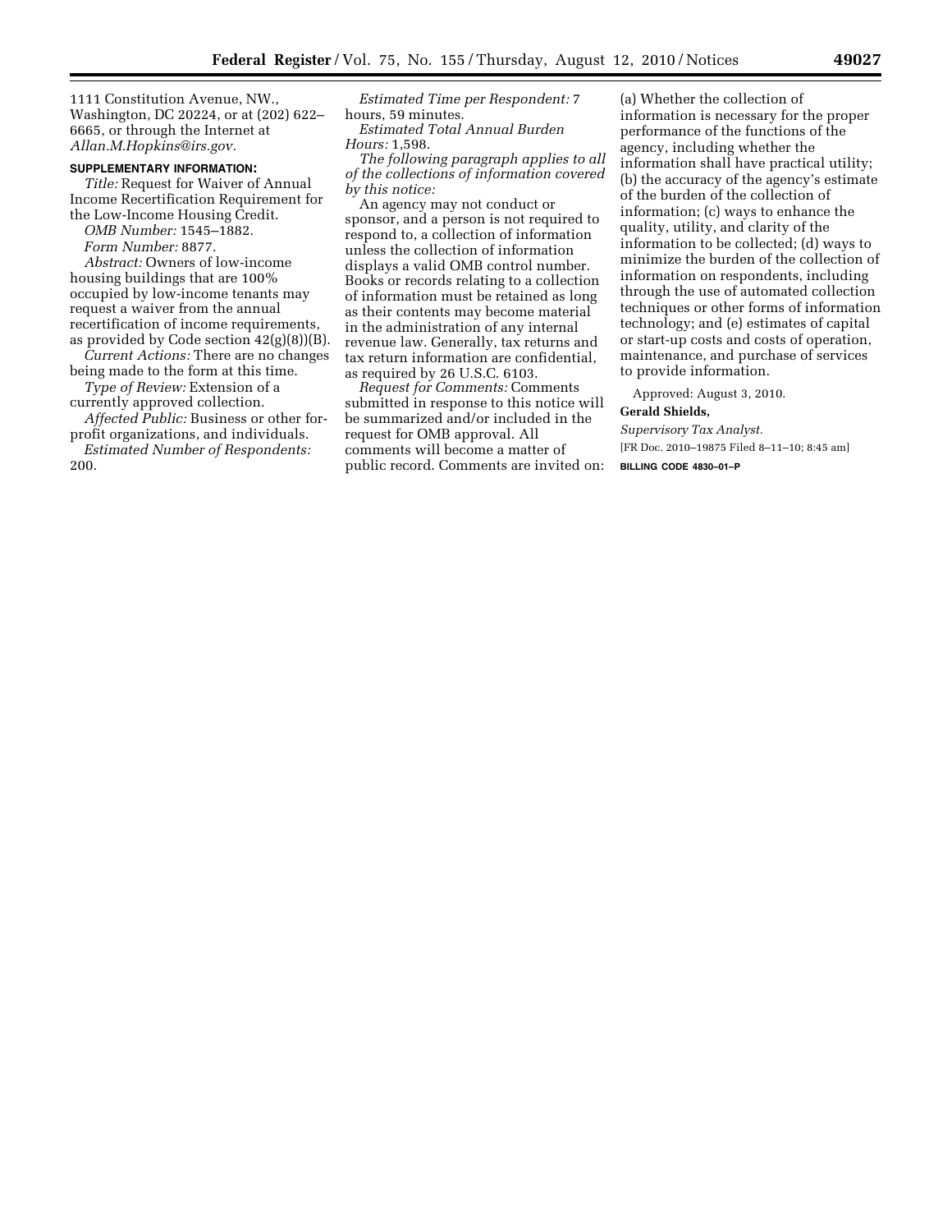1111 Constitution Avenue, NW., Washington, DC 20224, or at (202) 622–6665, or through the Internet at *Allan.M.Hopkins@irs.gov.*

**SUPPLEMENTARY INFORMATION:**

*Title:* Request for Waiver of Annual Income Recertification Requirement for the Low-Income Housing Credit.

*OMB Number:* 1545–1882.

*Form Number:* 8877.

*Abstract:* Owners of low-income housing buildings that are 100% occupied by low-income tenants may request a waiver from the annual recertification of income requirements, as provided by Code section 42(g)(8))(B).

*Current Actions:* There are no changes being made to the form at this time.

*Type of Review:* Extension of a currently approved collection.

*Affected Public:* Business or other for-profit organizations, and individuals.

*Estimated Number of Respondents:* 200.

*Estimated Time per Respondent:* 7 hours, 59 minutes.

*Estimated Total Annual Burden Hours:* 1,598.

*The following paragraph applies to all of the collections of information covered by this notice:*

An agency may not conduct or sponsor, and a person is not required to respond to, a collection of information unless the collection of information displays a valid OMB control number. Books or records relating to a collection of information must be retained as long as their contents may become material in the administration of any internal revenue law. Generally, tax returns and tax return information are confidential, as required by 26 U.S.C. 6103.

*Request for Comments:* Comments submitted in response to this notice will be summarized and/or included in the request for OMB approval. All comments will become a matter of public record. Comments are invited on: (a) Whether the collection of information is necessary for the proper performance of the functions of the agency, including whether the information shall have practical utility; (b) the accuracy of the agency's estimate of the burden of the collection of information; (c) ways to enhance the quality, utility, and clarity of the information to be collected; (d) ways to minimize the burden of the collection of information on respondents, including through the use of automated collection techniques or other forms of information technology; and (e) estimates of capital or start-up costs and costs of operation, maintenance, and purchase of services to provide information.

Approved: August 3, 2010.

**Gerald Shields,**

*Supervisory Tax Analyst.*

[FR Doc. 2010–19875 Filed 8–11–10; 8:45 am]

**BILLING CODE 4830–01–P**